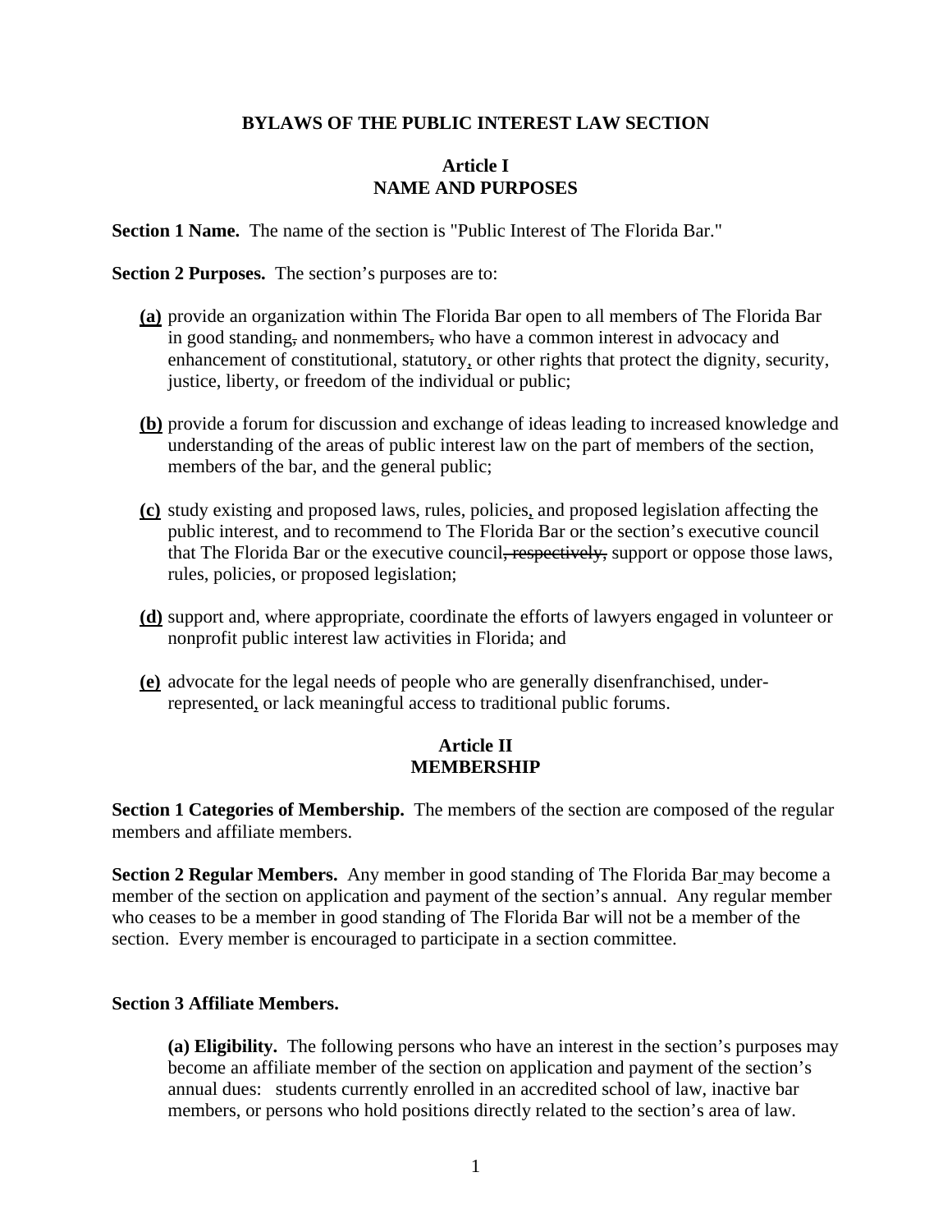# BYLAWS OF THE PUBLIC INTEREST LAW SECTION

## Article I
## NAME AND PURPOSES

**Section 1 Name.** The name of the section is "Public Interest of The Florida Bar."

**Section 2 Purposes.** The section's purposes are to:

**(a)** provide an organization within The Florida Bar open to all members of The Florida Bar in good standing, and nonmembers, who have a common interest in advocacy and enhancement of constitutional, statutory, or other rights that protect the dignity, security, justice, liberty, or freedom of the individual or public;

**(b)** provide a forum for discussion and exchange of ideas leading to increased knowledge and understanding of the areas of public interest law on the part of members of the section, members of the bar, and the general public;

**(c)** study existing and proposed laws, rules, policies, and proposed legislation affecting the public interest, and to recommend to The Florida Bar or the section's executive council that The Florida Bar or the executive council~~, respectively,~~ support or oppose those laws, rules, policies, or proposed legislation;

**(d)** support and, where appropriate, coordinate the efforts of lawyers engaged in volunteer or nonprofit public interest law activities in Florida; and

**(e)** advocate for the legal needs of people who are generally disenfranchised, under-represented, or lack meaningful access to traditional public forums.

## Article II
## MEMBERSHIP

**Section 1 Categories of Membership.** The members of the section are composed of the regular members and affiliate members.

**Section 2 Regular Members.** Any member in good standing of The Florida Bar may become a member of the section on application and payment of the section's annual. Any regular member who ceases to be a member in good standing of The Florida Bar will not be a member of the section. Every member is encouraged to participate in a section committee.

**Section 3 Affiliate Members.**

**(a) Eligibility.** The following persons who have an interest in the section's purposes may become an affiliate member of the section on application and payment of the section's annual dues: students currently enrolled in an accredited school of law, inactive bar members, or persons who hold positions directly related to the section's area of law.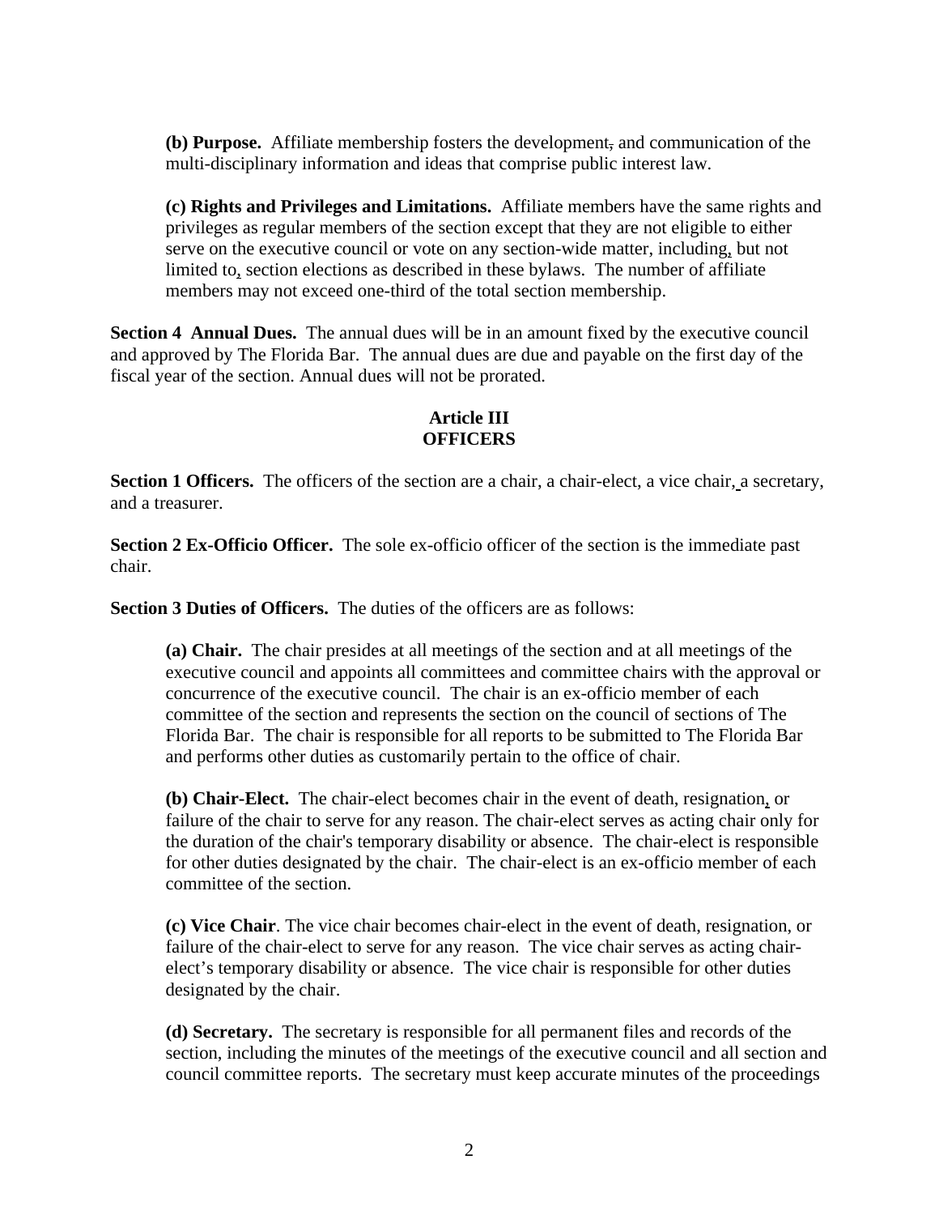**(b) Purpose.** Affiliate membership fosters the development, and communication of the multi-disciplinary information and ideas that comprise public interest law.

**(c) Rights and Privileges and Limitations.** Affiliate members have the same rights and privileges as regular members of the section except that they are not eligible to either serve on the executive council or vote on any section-wide matter, including, but not limited to, section elections as described in these bylaws. The number of affiliate members may not exceed one-third of the total section membership.

**Section 4 Annual Dues.** The annual dues will be in an amount fixed by the executive council and approved by The Florida Bar. The annual dues are due and payable on the first day of the fiscal year of the section. Annual dues will not be prorated.

## Article III
## OFFICERS

**Section 1 Officers.** The officers of the section are a chair, a chair-elect, a vice chair, a secretary, and a treasurer.

**Section 2 Ex-Officio Officer.** The sole ex-officio officer of the section is the immediate past chair.

**Section 3 Duties of Officers.** The duties of the officers are as follows:

**(a) Chair.** The chair presides at all meetings of the section and at all meetings of the executive council and appoints all committees and committee chairs with the approval or concurrence of the executive council. The chair is an ex-officio member of each committee of the section and represents the section on the council of sections of The Florida Bar. The chair is responsible for all reports to be submitted to The Florida Bar and performs other duties as customarily pertain to the office of chair.

**(b) Chair-Elect.** The chair-elect becomes chair in the event of death, resignation, or failure of the chair to serve for any reason. The chair-elect serves as acting chair only for the duration of the chair's temporary disability or absence. The chair-elect is responsible for other duties designated by the chair. The chair-elect is an ex-officio member of each committee of the section.

**(c) Vice Chair**. The vice chair becomes chair-elect in the event of death, resignation, or failure of the chair-elect to serve for any reason. The vice chair serves as acting chair-elect's temporary disability or absence. The vice chair is responsible for other duties designated by the chair.

**(d) Secretary.** The secretary is responsible for all permanent files and records of the section, including the minutes of the meetings of the executive council and all section and council committee reports. The secretary must keep accurate minutes of the proceedings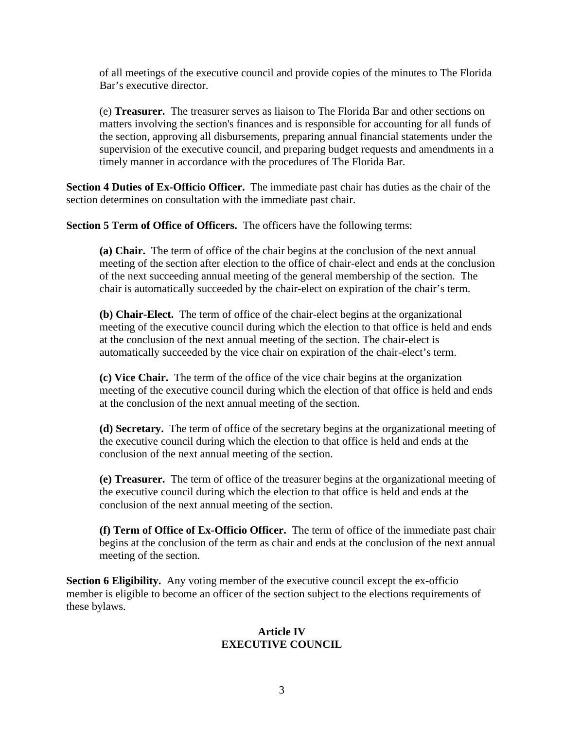of all meetings of the executive council and provide copies of the minutes to The Florida Bar's executive director.

(e) **Treasurer.** The treasurer serves as liaison to The Florida Bar and other sections on matters involving the section's finances and is responsible for accounting for all funds of the section, approving all disbursements, preparing annual financial statements under the supervision of the executive council, and preparing budget requests and amendments in a timely manner in accordance with the procedures of The Florida Bar.

**Section 4 Duties of Ex-Officio Officer.** The immediate past chair has duties as the chair of the section determines on consultation with the immediate past chair.

**Section 5 Term of Office of Officers.** The officers have the following terms:

**(a) Chair.** The term of office of the chair begins at the conclusion of the next annual meeting of the section after election to the office of chair-elect and ends at the conclusion of the next succeeding annual meeting of the general membership of the section. The chair is automatically succeeded by the chair-elect on expiration of the chair's term.

**(b) Chair-Elect.** The term of office of the chair-elect begins at the organizational meeting of the executive council during which the election to that office is held and ends at the conclusion of the next annual meeting of the section. The chair-elect is automatically succeeded by the vice chair on expiration of the chair-elect's term.

**(c) Vice Chair.** The term of the office of the vice chair begins at the organization meeting of the executive council during which the election of that office is held and ends at the conclusion of the next annual meeting of the section.

**(d) Secretary.** The term of office of the secretary begins at the organizational meeting of the executive council during which the election to that office is held and ends at the conclusion of the next annual meeting of the section.

**(e) Treasurer.** The term of office of the treasurer begins at the organizational meeting of the executive council during which the election to that office is held and ends at the conclusion of the next annual meeting of the section.

**(f) Term of Office of Ex-Officio Officer.** The term of office of the immediate past chair begins at the conclusion of the term as chair and ends at the conclusion of the next annual meeting of the section.

**Section 6 Eligibility.** Any voting member of the executive council except the ex-officio member is eligible to become an officer of the section subject to the elections requirements of these bylaws.

## Article IV
## EXECUTIVE COUNCIL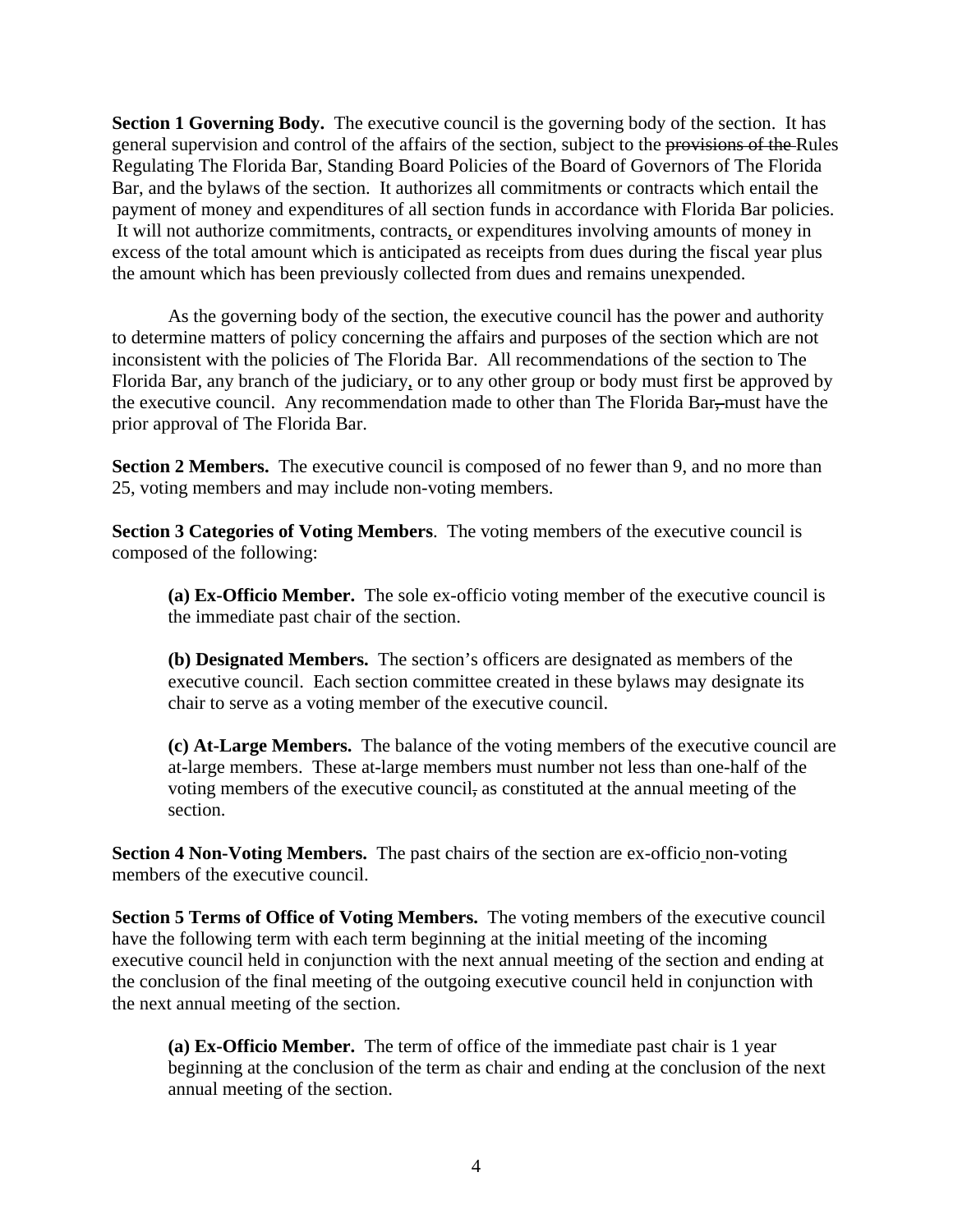**Section 1 Governing Body.** The executive council is the governing body of the section. It has general supervision and control of the affairs of the section, subject to the ~~provisions of the~~ Rules Regulating The Florida Bar, Standing Board Policies of the Board of Governors of The Florida Bar, and the bylaws of the section. It authorizes all commitments or contracts which entail the payment of money and expenditures of all section funds in accordance with Florida Bar policies. It will not authorize commitments, contracts, or expenditures involving amounts of money in excess of the total amount which is anticipated as receipts from dues during the fiscal year plus the amount which has been previously collected from dues and remains unexpended.

As the governing body of the section, the executive council has the power and authority to determine matters of policy concerning the affairs and purposes of the section which are not inconsistent with the policies of The Florida Bar. All recommendations of the section to The Florida Bar, any branch of the judiciary, or to any other group or body must first be approved by the executive council. Any recommendation made to other than The Florida Bar~~,~~ must have the prior approval of The Florida Bar.

**Section 2 Members.** The executive council is composed of no fewer than 9, and no more than 25, voting members and may include non-voting members.

**Section 3 Categories of Voting Members**. The voting members of the executive council is composed of the following:

**(a) Ex-Officio Member.** The sole ex-officio voting member of the executive council is the immediate past chair of the section.

**(b) Designated Members.** The section's officers are designated as members of the executive council. Each section committee created in these bylaws may designate its chair to serve as a voting member of the executive council.

**(c) At-Large Members.** The balance of the voting members of the executive council are at-large members. These at-large members must number not less than one-half of the voting members of the executive council~~,~~ as constituted at the annual meeting of the section.

**Section 4 Non-Voting Members.** The past chairs of the section are ex-officio non-voting members of the executive council.

**Section 5 Terms of Office of Voting Members.** The voting members of the executive council have the following term with each term beginning at the initial meeting of the incoming executive council held in conjunction with the next annual meeting of the section and ending at the conclusion of the final meeting of the outgoing executive council held in conjunction with the next annual meeting of the section.

**(a) Ex-Officio Member.** The term of office of the immediate past chair is 1 year beginning at the conclusion of the term as chair and ending at the conclusion of the next annual meeting of the section.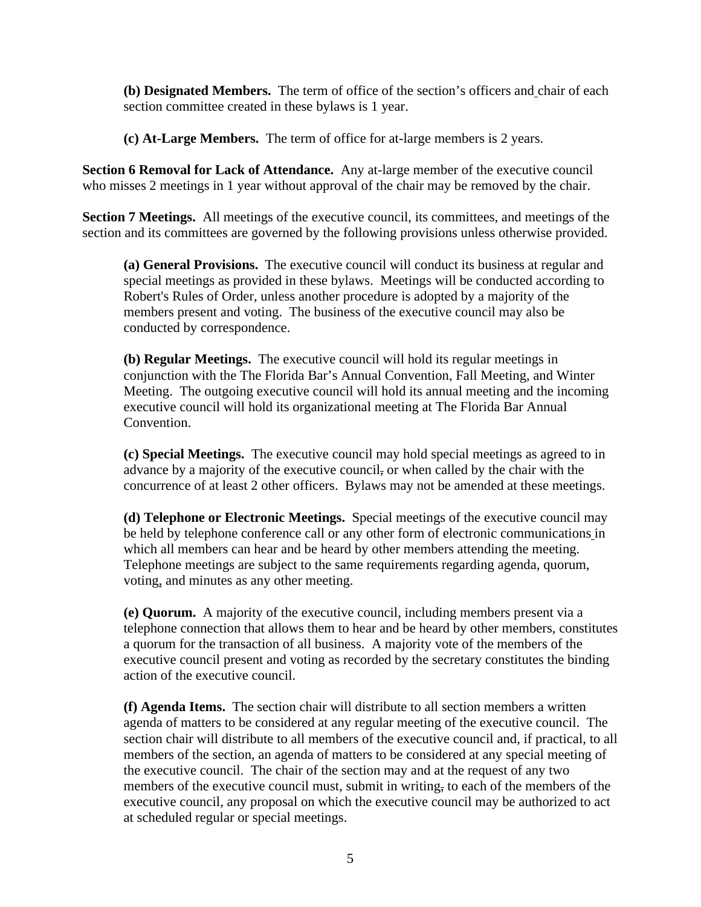**(b) Designated Members.** The term of office of the section's officers and chair of each section committee created in these bylaws is 1 year.

**(c) At-Large Members.** The term of office for at-large members is 2 years.

**Section 6 Removal for Lack of Attendance.** Any at-large member of the executive council who misses 2 meetings in 1 year without approval of the chair may be removed by the chair.

**Section 7 Meetings.** All meetings of the executive council, its committees, and meetings of the section and its committees are governed by the following provisions unless otherwise provided.

**(a) General Provisions.** The executive council will conduct its business at regular and special meetings as provided in these bylaws. Meetings will be conducted according to Robert's Rules of Order, unless another procedure is adopted by a majority of the members present and voting. The business of the executive council may also be conducted by correspondence.

**(b) Regular Meetings.** The executive council will hold its regular meetings in conjunction with the The Florida Bar's Annual Convention, Fall Meeting, and Winter Meeting. The outgoing executive council will hold its annual meeting and the incoming executive council will hold its organizational meeting at The Florida Bar Annual Convention.

**(c) Special Meetings.** The executive council may hold special meetings as agreed to in advance by a majority of the executive council, or when called by the chair with the concurrence of at least 2 other officers. Bylaws may not be amended at these meetings.

**(d) Telephone or Electronic Meetings.** Special meetings of the executive council may be held by telephone conference call or any other form of electronic communications in which all members can hear and be heard by other members attending the meeting. Telephone meetings are subject to the same requirements regarding agenda, quorum, voting, and minutes as any other meeting.

**(e) Quorum.** A majority of the executive council, including members present via a telephone connection that allows them to hear and be heard by other members, constitutes a quorum for the transaction of all business. A majority vote of the members of the executive council present and voting as recorded by the secretary constitutes the binding action of the executive council.

**(f) Agenda Items.** The section chair will distribute to all section members a written agenda of matters to be considered at any regular meeting of the executive council. The section chair will distribute to all members of the executive council and, if practical, to all members of the section, an agenda of matters to be considered at any special meeting of the executive council. The chair of the section may and at the request of any two members of the executive council must, submit in writing, to each of the members of the executive council, any proposal on which the executive council may be authorized to act at scheduled regular or special meetings.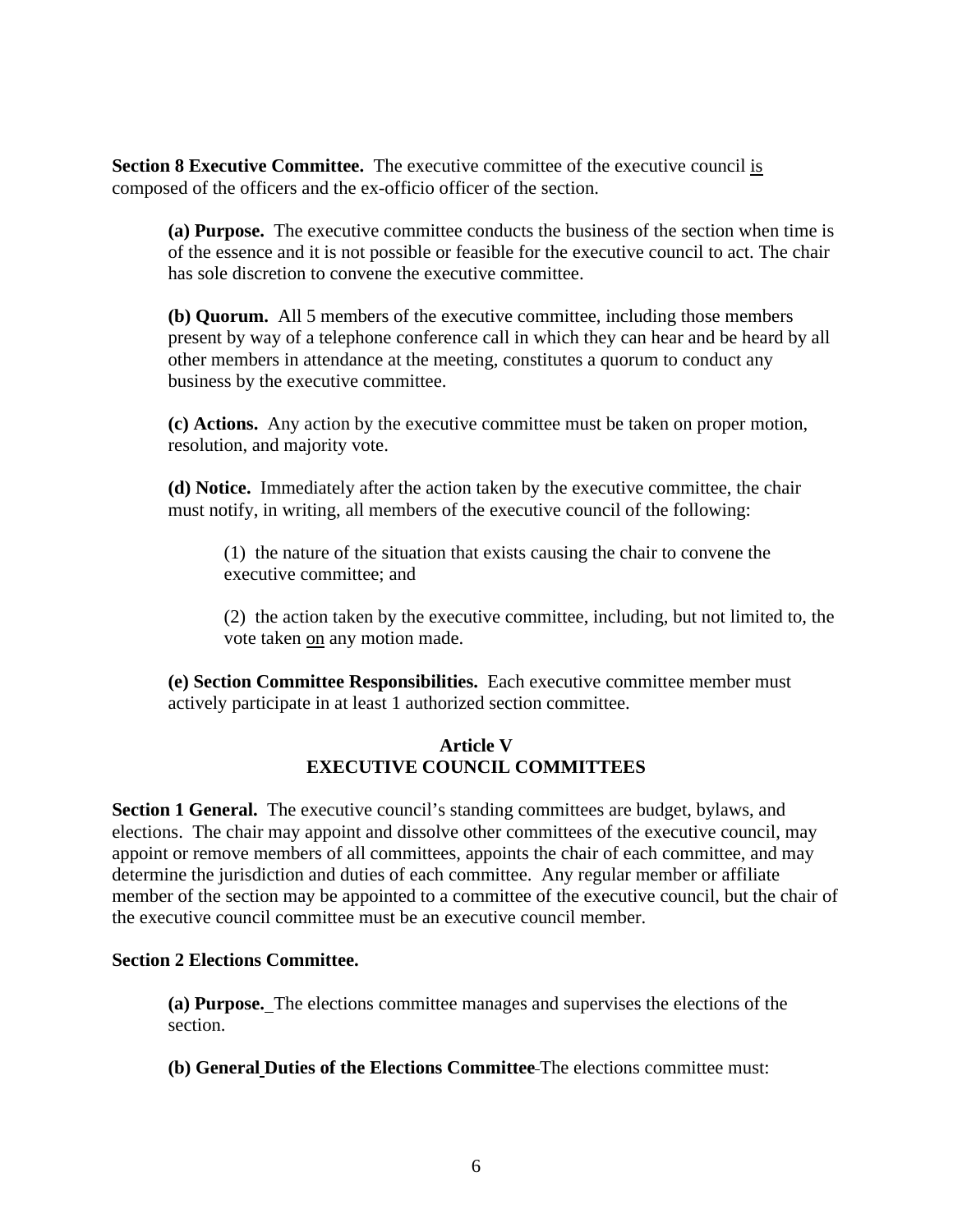**Section 8 Executive Committee.** The executive committee of the executive council is composed of the officers and the ex-officio officer of the section.

**(a) Purpose.** The executive committee conducts the business of the section when time is of the essence and it is not possible or feasible for the executive council to act. The chair has sole discretion to convene the executive committee.

**(b) Quorum.** All 5 members of the executive committee, including those members present by way of a telephone conference call in which they can hear and be heard by all other members in attendance at the meeting, constitutes a quorum to conduct any business by the executive committee.

**(c) Actions.** Any action by the executive committee must be taken on proper motion, resolution, and majority vote.

**(d) Notice.** Immediately after the action taken by the executive committee, the chair must notify, in writing, all members of the executive council of the following:

(1) the nature of the situation that exists causing the chair to convene the executive committee; and

(2) the action taken by the executive committee, including, but not limited to, the vote taken on any motion made.

**(e) Section Committee Responsibilities.** Each executive committee member must actively participate in at least 1 authorized section committee.

## Article V
## EXECUTIVE COUNCIL COMMITTEES

**Section 1 General.** The executive council's standing committees are budget, bylaws, and elections. The chair may appoint and dissolve other committees of the executive council, may appoint or remove members of all committees, appoints the chair of each committee, and may determine the jurisdiction and duties of each committee. Any regular member or affiliate member of the section may be appointed to a committee of the executive council, but the chair of the executive council committee must be an executive council member.

**Section 2 Elections Committee.**

**(a) Purpose.** The elections committee manages and supervises the elections of the section.

**(b) General Duties of the Elections Committee** The elections committee must: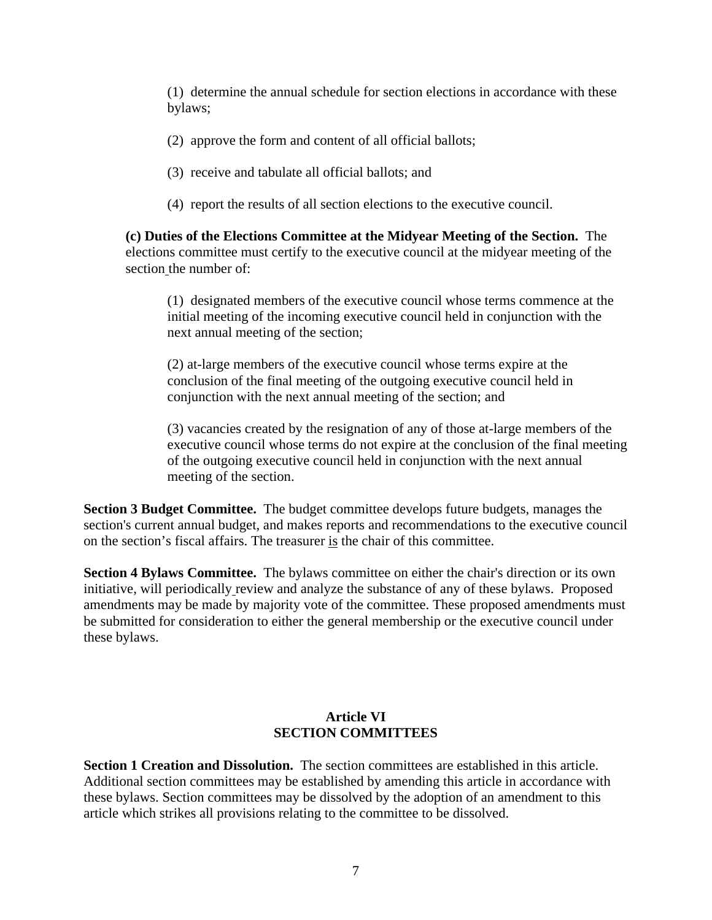(1) determine the annual schedule for section elections in accordance with these bylaws;

(2) approve the form and content of all official ballots;

(3) receive and tabulate all official ballots; and

(4) report the results of all section elections to the executive council.

**(c) Duties of the Elections Committee at the Midyear Meeting of the Section.** The elections committee must certify to the executive council at the midyear meeting of the section the number of:

(1) designated members of the executive council whose terms commence at the initial meeting of the incoming executive council held in conjunction with the next annual meeting of the section;

(2) at-large members of the executive council whose terms expire at the conclusion of the final meeting of the outgoing executive council held in conjunction with the next annual meeting of the section; and

(3) vacancies created by the resignation of any of those at-large members of the executive council whose terms do not expire at the conclusion of the final meeting of the outgoing executive council held in conjunction with the next annual meeting of the section.

**Section 3 Budget Committee.** The budget committee develops future budgets, manages the section's current annual budget, and makes reports and recommendations to the executive council on the section's fiscal affairs. The treasurer is the chair of this committee.

**Section 4 Bylaws Committee.** The bylaws committee on either the chair's direction or its own initiative, will periodically review and analyze the substance of any of these bylaws. Proposed amendments may be made by majority vote of the committee. These proposed amendments must be submitted for consideration to either the general membership or the executive council under these bylaws.

## Article VI
## SECTION COMMITTEES

**Section 1 Creation and Dissolution.** The section committees are established in this article. Additional section committees may be established by amending this article in accordance with these bylaws. Section committees may be dissolved by the adoption of an amendment to this article which strikes all provisions relating to the committee to be dissolved.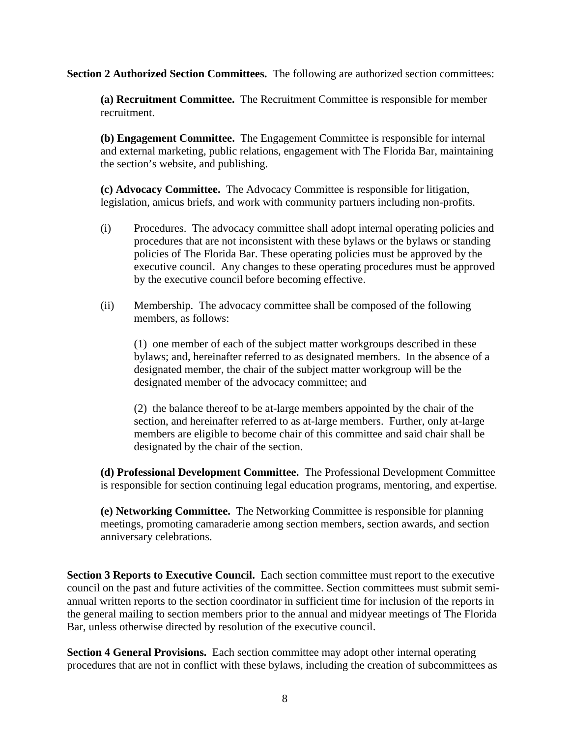**Section 2 Authorized Section Committees.** The following are authorized section committees:

**(a) Recruitment Committee.** The Recruitment Committee is responsible for member recruitment.

**(b) Engagement Committee.** The Engagement Committee is responsible for internal and external marketing, public relations, engagement with The Florida Bar, maintaining the section's website, and publishing.

**(c) Advocacy Committee.** The Advocacy Committee is responsible for litigation, legislation, amicus briefs, and work with community partners including non-profits.

(i) Procedures. The advocacy committee shall adopt internal operating policies and procedures that are not inconsistent with these bylaws or the bylaws or standing policies of The Florida Bar. These operating policies must be approved by the executive council. Any changes to these operating procedures must be approved by the executive council before becoming effective.

(ii) Membership. The advocacy committee shall be composed of the following members, as follows:

(1) one member of each of the subject matter workgroups described in these bylaws; and, hereinafter referred to as designated members. In the absence of a designated member, the chair of the subject matter workgroup will be the designated member of the advocacy committee; and

(2) the balance thereof to be at-large members appointed by the chair of the section, and hereinafter referred to as at-large members. Further, only at-large members are eligible to become chair of this committee and said chair shall be designated by the chair of the section.

**(d) Professional Development Committee.** The Professional Development Committee is responsible for section continuing legal education programs, mentoring, and expertise.

**(e) Networking Committee.** The Networking Committee is responsible for planning meetings, promoting camaraderie among section members, section awards, and section anniversary celebrations.

**Section 3 Reports to Executive Council.** Each section committee must report to the executive council on the past and future activities of the committee. Section committees must submit semi-annual written reports to the section coordinator in sufficient time for inclusion of the reports in the general mailing to section members prior to the annual and midyear meetings of The Florida Bar, unless otherwise directed by resolution of the executive council.

**Section 4 General Provisions.** Each section committee may adopt other internal operating procedures that are not in conflict with these bylaws, including the creation of subcommittees as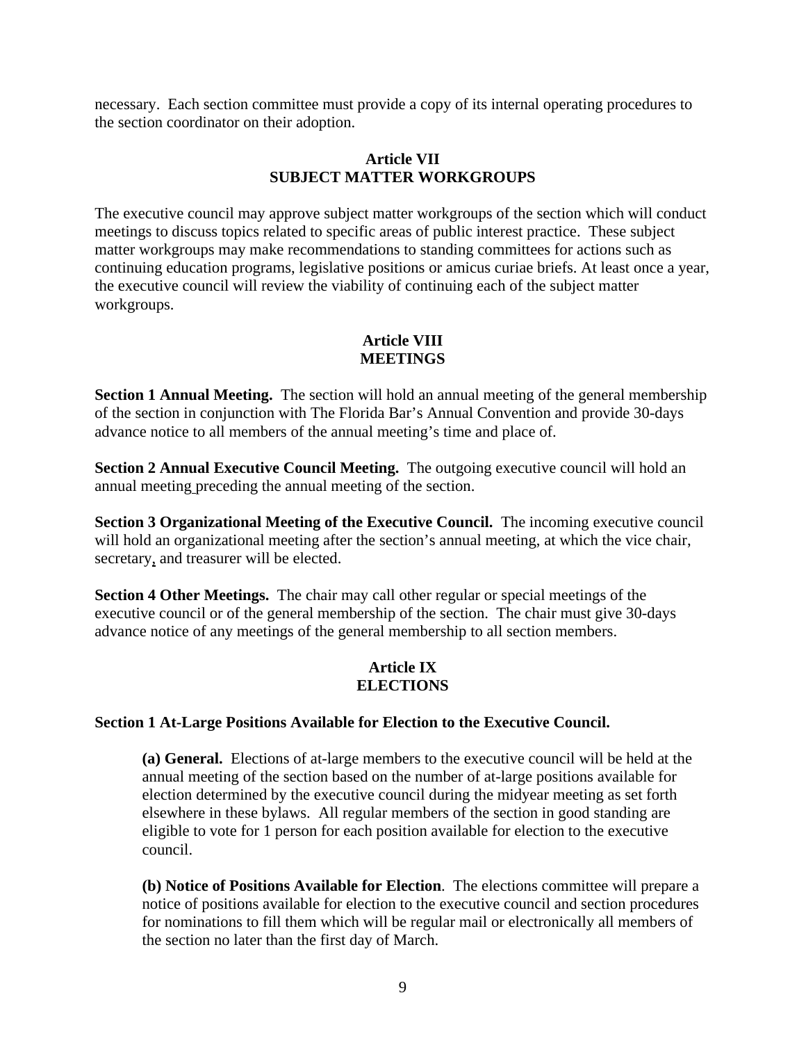necessary. Each section committee must provide a copy of its internal operating procedures to the section coordinator on their adoption.

## Article VII
## SUBJECT MATTER WORKGROUPS

The executive council may approve subject matter workgroups of the section which will conduct meetings to discuss topics related to specific areas of public interest practice. These subject matter workgroups may make recommendations to standing committees for actions such as continuing education programs, legislative positions or amicus curiae briefs. At least once a year, the executive council will review the viability of continuing each of the subject matter workgroups.

## Article VIII
## MEETINGS

**Section 1 Annual Meeting.** The section will hold an annual meeting of the general membership of the section in conjunction with The Florida Bar's Annual Convention and provide 30-days advance notice to all members of the annual meeting's time and place of.

**Section 2 Annual Executive Council Meeting.** The outgoing executive council will hold an annual meeting preceding the annual meeting of the section.

**Section 3 Organizational Meeting of the Executive Council.** The incoming executive council will hold an organizational meeting after the section's annual meeting, at which the vice chair, secretary, and treasurer will be elected.

**Section 4 Other Meetings.** The chair may call other regular or special meetings of the executive council or of the general membership of the section. The chair must give 30-days advance notice of any meetings of the general membership to all section members.

## Article IX
## ELECTIONS

**Section 1 At-Large Positions Available for Election to the Executive Council.**

> **(a) General.** Elections of at-large members to the executive council will be held at the annual meeting of the section based on the number of at-large positions available for election determined by the executive council during the midyear meeting as set forth elsewhere in these bylaws. All regular members of the section in good standing are eligible to vote for 1 person for each position available for election to the executive council.
>
> **(b) Notice of Positions Available for Election**. The elections committee will prepare a notice of positions available for election to the executive council and section procedures for nominations to fill them which will be regular mail or electronically all members of the section no later than the first day of March.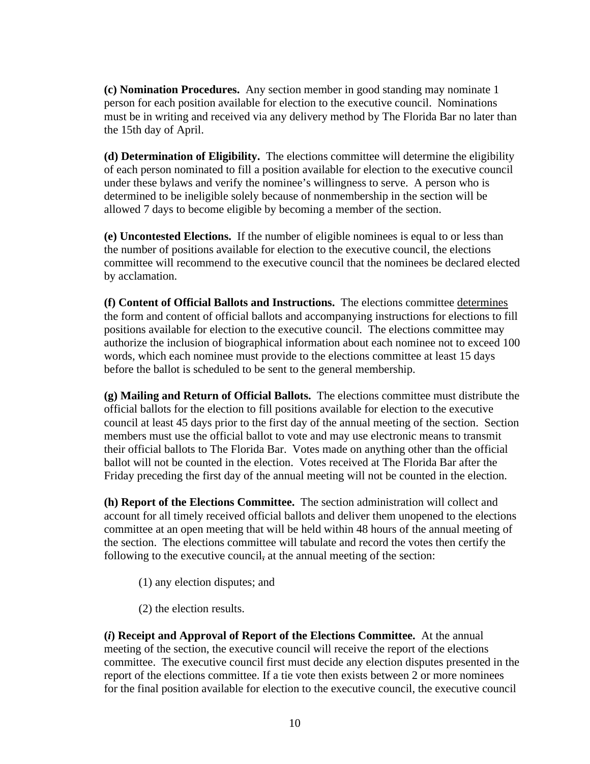**(c) Nomination Procedures.** Any section member in good standing may nominate 1 person for each position available for election to the executive council. Nominations must be in writing and received via any delivery method by The Florida Bar no later than the 15th day of April.

**(d) Determination of Eligibility.** The elections committee will determine the eligibility of each person nominated to fill a position available for election to the executive council under these bylaws and verify the nominee's willingness to serve. A person who is determined to be ineligible solely because of nonmembership in the section will be allowed 7 days to become eligible by becoming a member of the section.

**(e) Uncontested Elections.** If the number of eligible nominees is equal to or less than the number of positions available for election to the executive council, the elections committee will recommend to the executive council that the nominees be declared elected by acclamation.

**(f) Content of Official Ballots and Instructions.** The elections committee determines the form and content of official ballots and accompanying instructions for elections to fill positions available for election to the executive council. The elections committee may authorize the inclusion of biographical information about each nominee not to exceed 100 words, which each nominee must provide to the elections committee at least 15 days before the ballot is scheduled to be sent to the general membership.

**(g) Mailing and Return of Official Ballots.** The elections committee must distribute the official ballots for the election to fill positions available for election to the executive council at least 45 days prior to the first day of the annual meeting of the section. Section members must use the official ballot to vote and may use electronic means to transmit their official ballots to The Florida Bar. Votes made on anything other than the official ballot will not be counted in the election. Votes received at The Florida Bar after the Friday preceding the first day of the annual meeting will not be counted in the election.

**(h) Report of the Elections Committee.** The section administration will collect and account for all timely received official ballots and deliver them unopened to the elections committee at an open meeting that will be held within 48 hours of the annual meeting of the section. The elections committee will tabulate and record the votes then certify the following to the executive council, at the annual meeting of the section:

(1) any election disputes; and

(2) the election results.

**(*i*) Receipt and Approval of Report of the Elections Committee.** At the annual meeting of the section, the executive council will receive the report of the elections committee. The executive council first must decide any election disputes presented in the report of the elections committee. If a tie vote then exists between 2 or more nominees for the final position available for election to the executive council, the executive council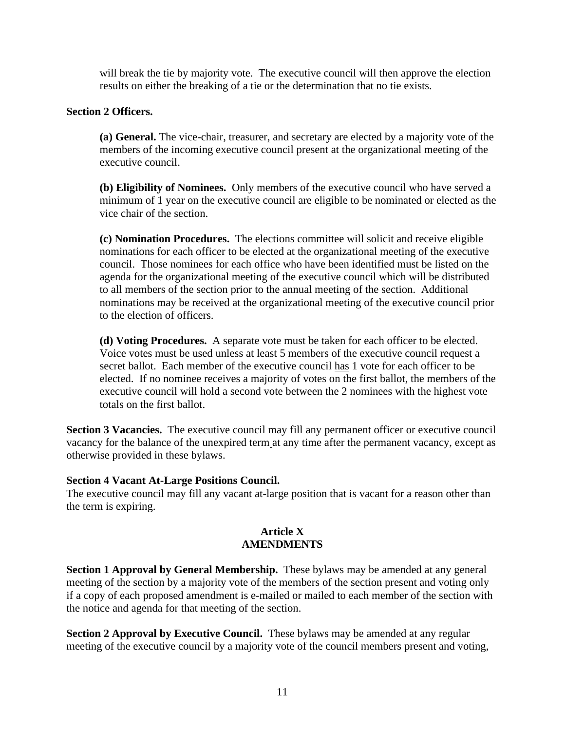will break the tie by majority vote. The executive council will then approve the election results on either the breaking of a tie or the determination that no tie exists.

**Section 2 Officers.**

**(a) General.** The vice-chair, treasurer, and secretary are elected by a majority vote of the members of the incoming executive council present at the organizational meeting of the executive council.

**(b) Eligibility of Nominees.** Only members of the executive council who have served a minimum of 1 year on the executive council are eligible to be nominated or elected as the vice chair of the section.

**(c) Nomination Procedures.** The elections committee will solicit and receive eligible nominations for each officer to be elected at the organizational meeting of the executive council. Those nominees for each office who have been identified must be listed on the agenda for the organizational meeting of the executive council which will be distributed to all members of the section prior to the annual meeting of the section. Additional nominations may be received at the organizational meeting of the executive council prior to the election of officers.

**(d) Voting Procedures.** A separate vote must be taken for each officer to be elected. Voice votes must be used unless at least 5 members of the executive council request a secret ballot. Each member of the executive council has 1 vote for each officer to be elected. If no nominee receives a majority of votes on the first ballot, the members of the executive council will hold a second vote between the 2 nominees with the highest vote totals on the first ballot.

**Section 3 Vacancies.** The executive council may fill any permanent officer or executive council vacancy for the balance of the unexpired term at any time after the permanent vacancy, except as otherwise provided in these bylaws.

**Section 4 Vacant At-Large Positions Council.**
The executive council may fill any vacant at-large position that is vacant for a reason other than the term is expiring.

## Article X
## AMENDMENTS

**Section 1 Approval by General Membership.** These bylaws may be amended at any general meeting of the section by a majority vote of the members of the section present and voting only if a copy of each proposed amendment is e-mailed or mailed to each member of the section with the notice and agenda for that meeting of the section.

**Section 2 Approval by Executive Council.** These bylaws may be amended at any regular meeting of the executive council by a majority vote of the council members present and voting,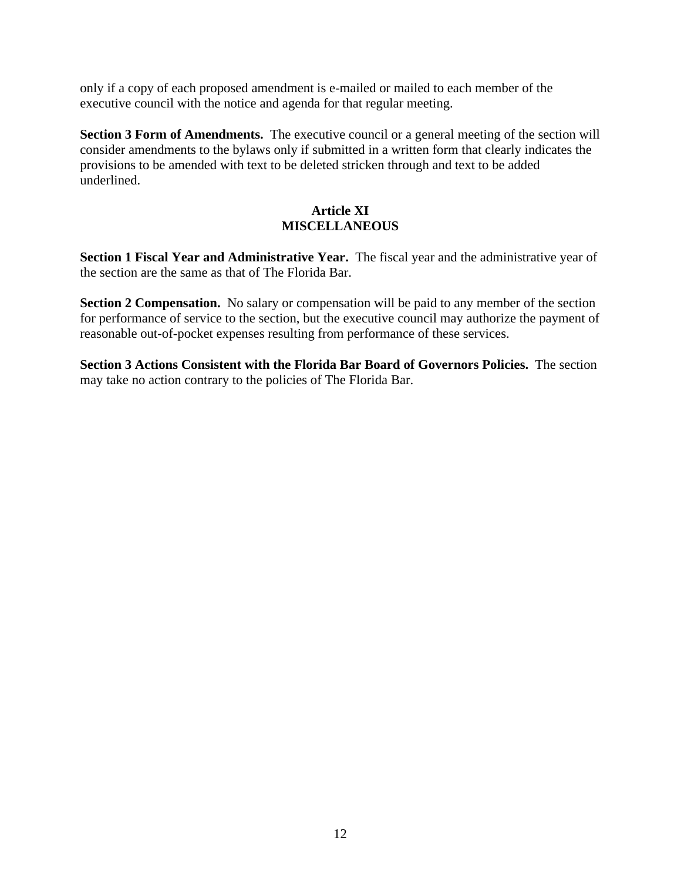only if a copy of each proposed amendment is e-mailed or mailed to each member of the executive council with the notice and agenda for that regular meeting.

**Section 3 Form of Amendments.** The executive council or a general meeting of the section will consider amendments to the bylaws only if submitted in a written form that clearly indicates the provisions to be amended with text to be deleted stricken through and text to be added underlined.

## Article XI
## MISCELLANEOUS

**Section 1 Fiscal Year and Administrative Year.** The fiscal year and the administrative year of the section are the same as that of The Florida Bar.

**Section 2 Compensation.** No salary or compensation will be paid to any member of the section for performance of service to the section, but the executive council may authorize the payment of reasonable out-of-pocket expenses resulting from performance of these services.

**Section 3 Actions Consistent with the Florida Bar Board of Governors Policies.** The section may take no action contrary to the policies of The Florida Bar.